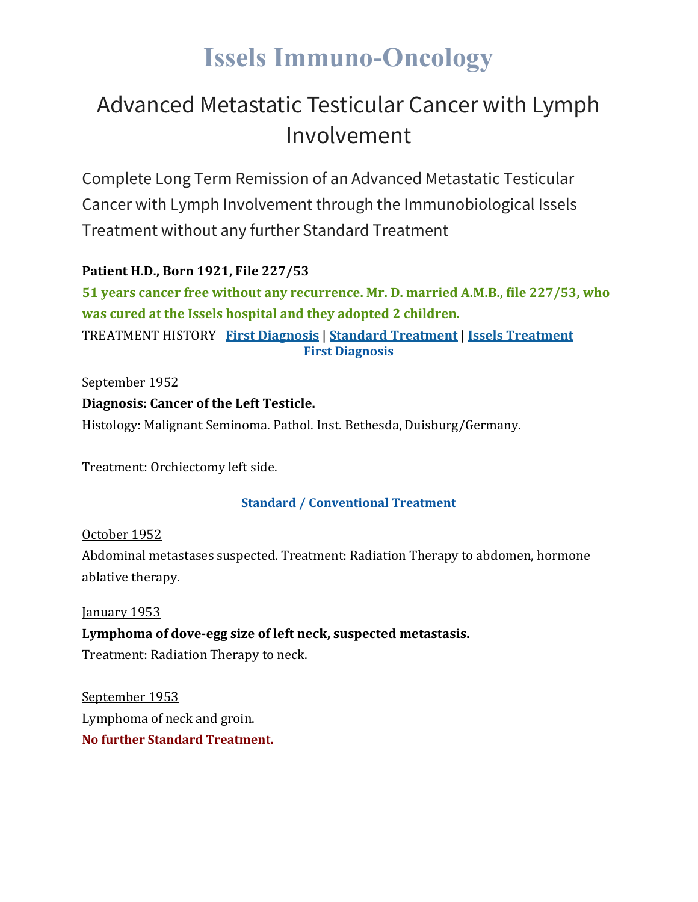# Issels Immuno-Oncology

## Advanced Metastatic Testicular Cancer with Lymph Involvement

Complete Long Term Remission of an Advanced Metastatic Testicular Cancer with Lymph Involvement through the Immunobiological Issels Treatment without any further Standard Treatment

**Patient H.D., Born 1921, File 227/53**

**51 years cancer free without any recurrence. Mr. D. married A.M.B., file 227/53, who was cured at the Issels hospital and they adopted 2 children.**

TREATMENT HISTORY **First Diagnosis** | **Standard Treatment** | **Issels Treatment**

### First Diagnosis

September 1952

**Diagnosis: Cancer of the Left Testicle.**

Histology: Malignant Seminoma. Pathol. Inst. Bethesda, Duisburg/Germany.

Treatment: Orchiectomy left side.

### Standard / Conventional Treatment

October 1952

Abdominal metastases suspected. Treatment: Radiation Therapy to abdomen, hormone ablative therapy.

January 1953

**Lymphoma of dove-egg size of left neck, suspected metastasis.**

Treatment: Radiation Therapy to neck.

September 1953

Lymphoma of neck and groin.

**No further Standard Treatment.**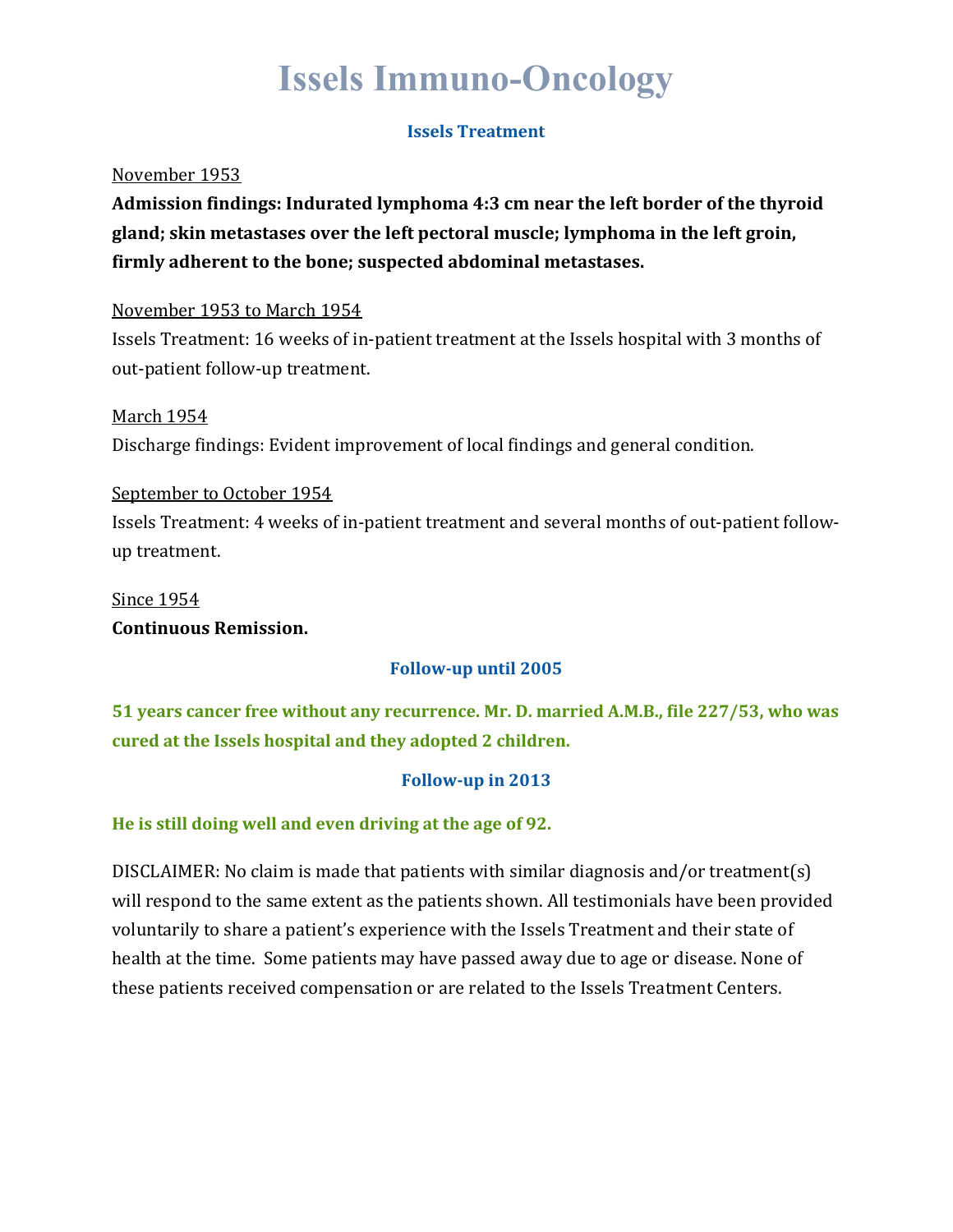# Issels Immuno-Oncology

### Issels Treatment

November 1953

**Admission findings: Indurated lymphoma 4:3 cm near the left border of the thyroid gland; skin metastases over the left pectoral muscle; lymphoma in the left groin, firmly adherent to the bone; suspected abdominal metastases.**

November 1953 to March 1954

Issels Treatment: 16 weeks of in-patient treatment at the Issels hospital with 3 months of out-patient follow-up treatment.

March 1954

Discharge findings: Evident improvement of local findings and general condition.

September to October 1954

Issels Treatment: 4 weeks of in-patient treatment and several months of out-patient follow-up treatment.

Since 1954

**Continuous Remission.**

### Follow-up until 2005

**51 years cancer free without any recurrence. Mr. D. married A.M.B., file 227/53, who was cured at the Issels hospital and they adopted 2 children.**

### Follow-up in 2013

**He is still doing well and even driving at the age of 92.**

DISCLAIMER: No claim is made that patients with similar diagnosis and/or treatment(s) will respond to the same extent as the patients shown. All testimonials have been provided voluntarily to share a patient's experience with the Issels Treatment and their state of health at the time. Some patients may have passed away due to age or disease. None of these patients received compensation or are related to the Issels Treatment Centers.